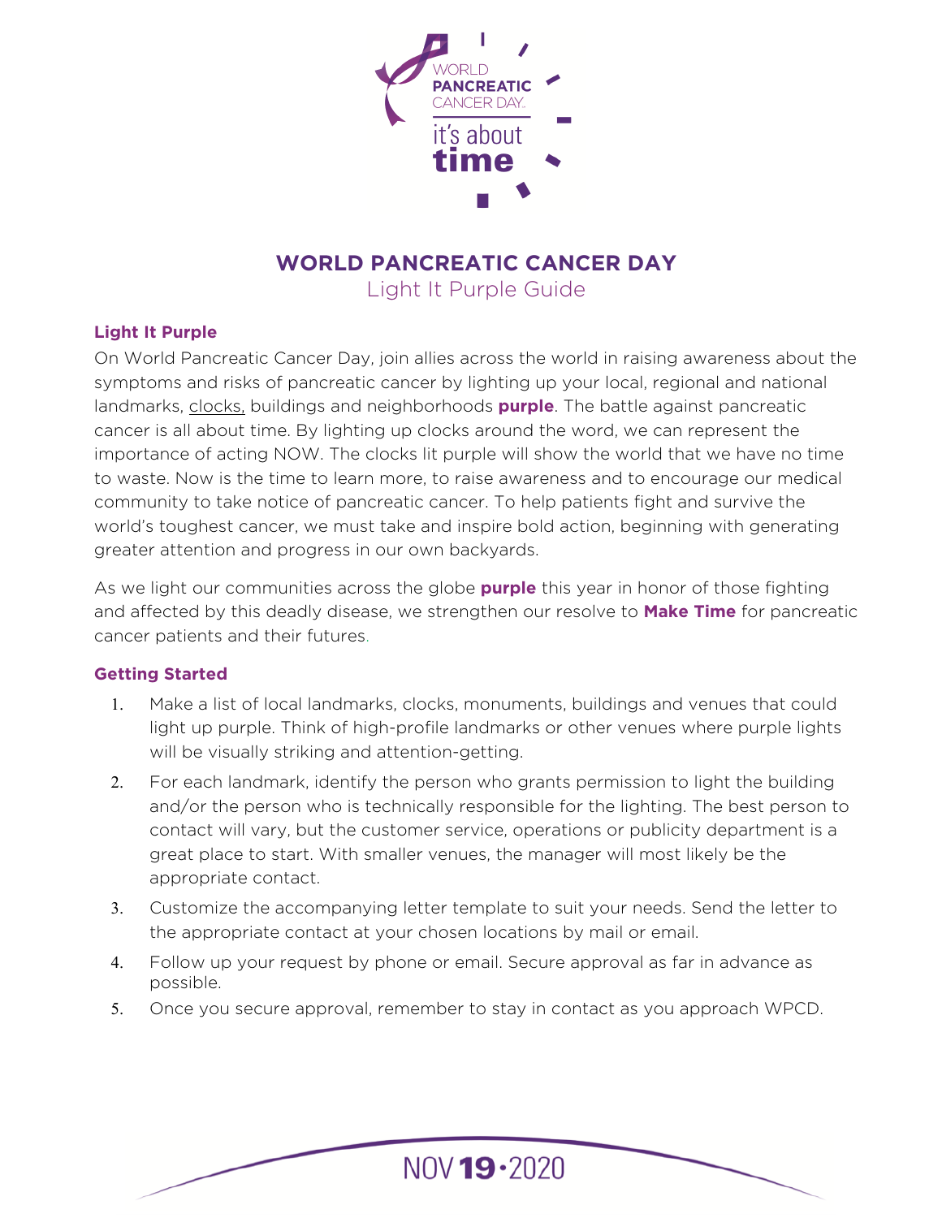# WORLD PANCREATIC CANCER DAY

## Light It Purple Guide

### Light It Purple

On World Pancreatic Cancer Day, join allies across the world in raising awareness about the symptoms and risks of pancreatic cancer by lighting up your local, regional and national landmarks, clocks, buildings and neighborhoods **purple**. The battle against pancreatic cancer is all about time. By lighting up clocks around the word, we can represent the importance of acting NOW. The clocks lit purple will show the world that we have no time to waste. Now is the time to learn more, to raise awareness and to encourage our medical community to take notice of pancreatic cancer. To help patients fight and survive the world's toughest cancer, we must take and inspire bold action, beginning with generating greater attention and progress in our own backyards.

As we light our communities across the globe **purple** this year in honor of those fighting and affected by this deadly disease, we strengthen our resolve to **Make Time** for pancreatic cancer patients and their futures.

### Getting Started

1. Make a list of local landmarks, clocks, monuments, buildings and venues that could light up purple. Think of high-profile landmarks or other venues where purple lights will be visually striking and attention-getting.
2. For each landmark, identify the person who grants permission to light the building and/or the person who is technically responsible for the lighting. The best person to contact will vary, but the customer service, operations or publicity department is a great place to start. With smaller venues, the manager will most likely be the appropriate contact.
3. Customize the accompanying letter template to suit your needs. Send the letter to the appropriate contact at your chosen locations by mail or email.
4. Follow up your request by phone or email. Secure approval as far in advance as possible.
5. Once you secure approval, remember to stay in contact as you approach WPCD.

NOV **19** • 2020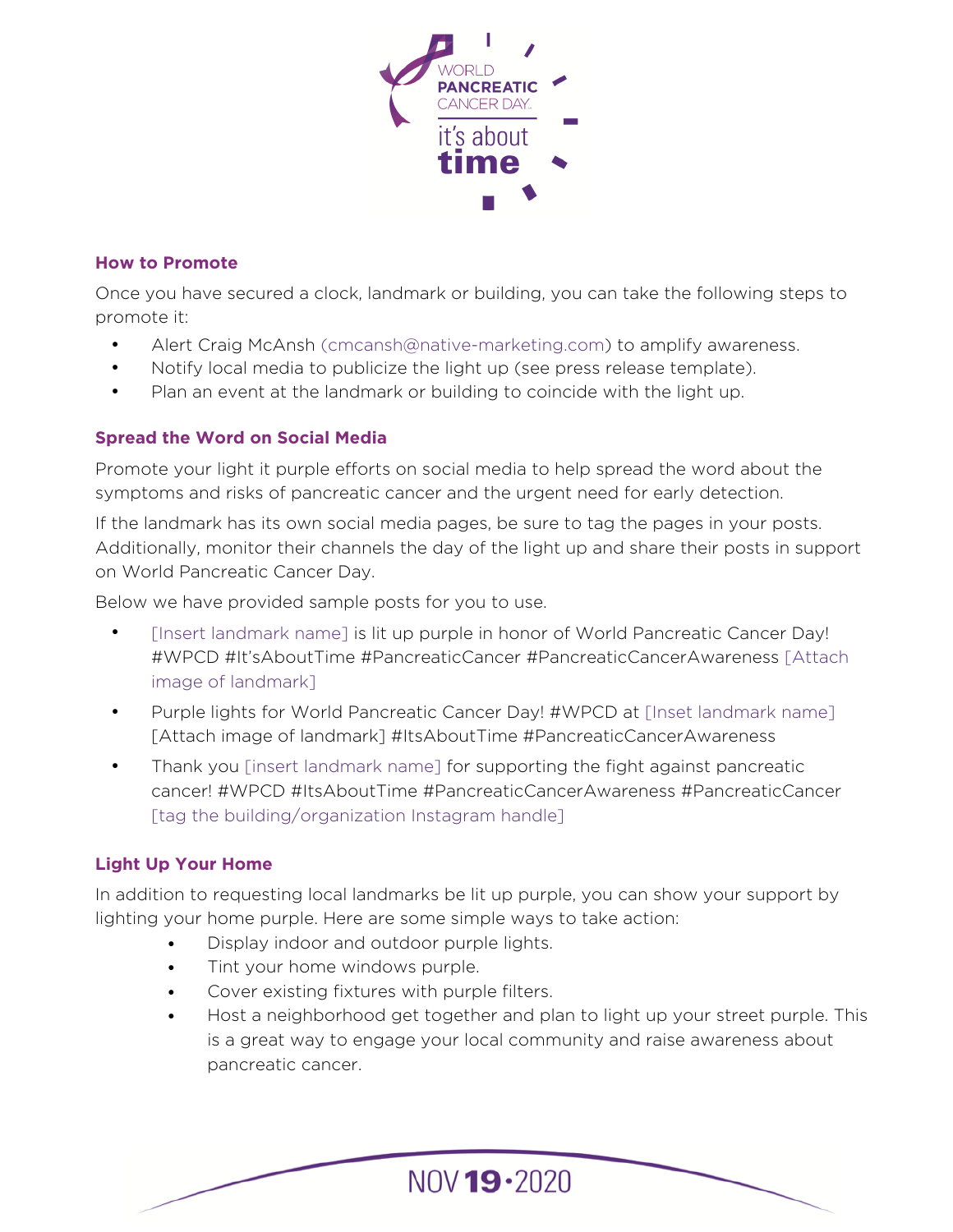## How to Promote

Once you have secured a clock, landmark or building, you can take the following steps to promote it:

- Alert Craig McAnsh (cmcansh@native-marketing.com) to amplify awareness.
- Notify local media to publicize the light up (see press release template).
- Plan an event at the landmark or building to coincide with the light up.

## Spread the Word on Social Media

Promote your light it purple efforts on social media to help spread the word about the symptoms and risks of pancreatic cancer and the urgent need for early detection.

If the landmark has its own social media pages, be sure to tag the pages in your posts. Additionally, monitor their channels the day of the light up and share their posts in support on World Pancreatic Cancer Day.

Below we have provided sample posts for you to use.

- [Insert landmark name] is lit up purple in honor of World Pancreatic Cancer Day! #WPCD #It'sAboutTime #PancreaticCancer #PancreaticCancerAwareness [Attach image of landmark]
- Purple lights for World Pancreatic Cancer Day! #WPCD at [Inset landmark name] [Attach image of landmark] #ItsAboutTime #PancreaticCancerAwareness
- Thank you [insert landmark name] for supporting the fight against pancreatic cancer! #WPCD #ItsAboutTime #PancreaticCancerAwareness #PancreaticCancer [tag the building/organization Instagram handle]

## Light Up Your Home

In addition to requesting local landmarks be lit up purple, you can show your support by lighting your home purple. Here are some simple ways to take action:

- Display indoor and outdoor purple lights.
- Tint your home windows purple.
- Cover existing fixtures with purple filters.
- Host a neighborhood get together and plan to light up your street purple. This is a great way to engage your local community and raise awareness about pancreatic cancer.